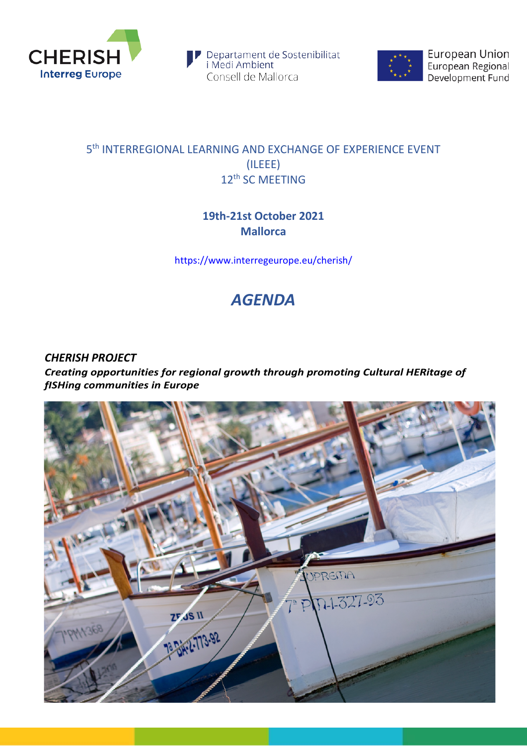CHERISH
Interreg Europe

Departament de Sostenibilitat i Medi Ambient
Consell de Mallorca

European Union
European Regional Development Fund

5th INTERREGIONAL LEARNING AND EXCHANGE OF EXPERIENCE EVENT (ILEEE)
12th SC MEETING

**19th-21st October 2021**
**Mallorca**

https://www.interregeurope.eu/cherish/

# *AGENDA*

***CHERISH PROJECT***

***Creating opportunities for regional growth through promoting Cultural HERitage of fISHing communities in Europe***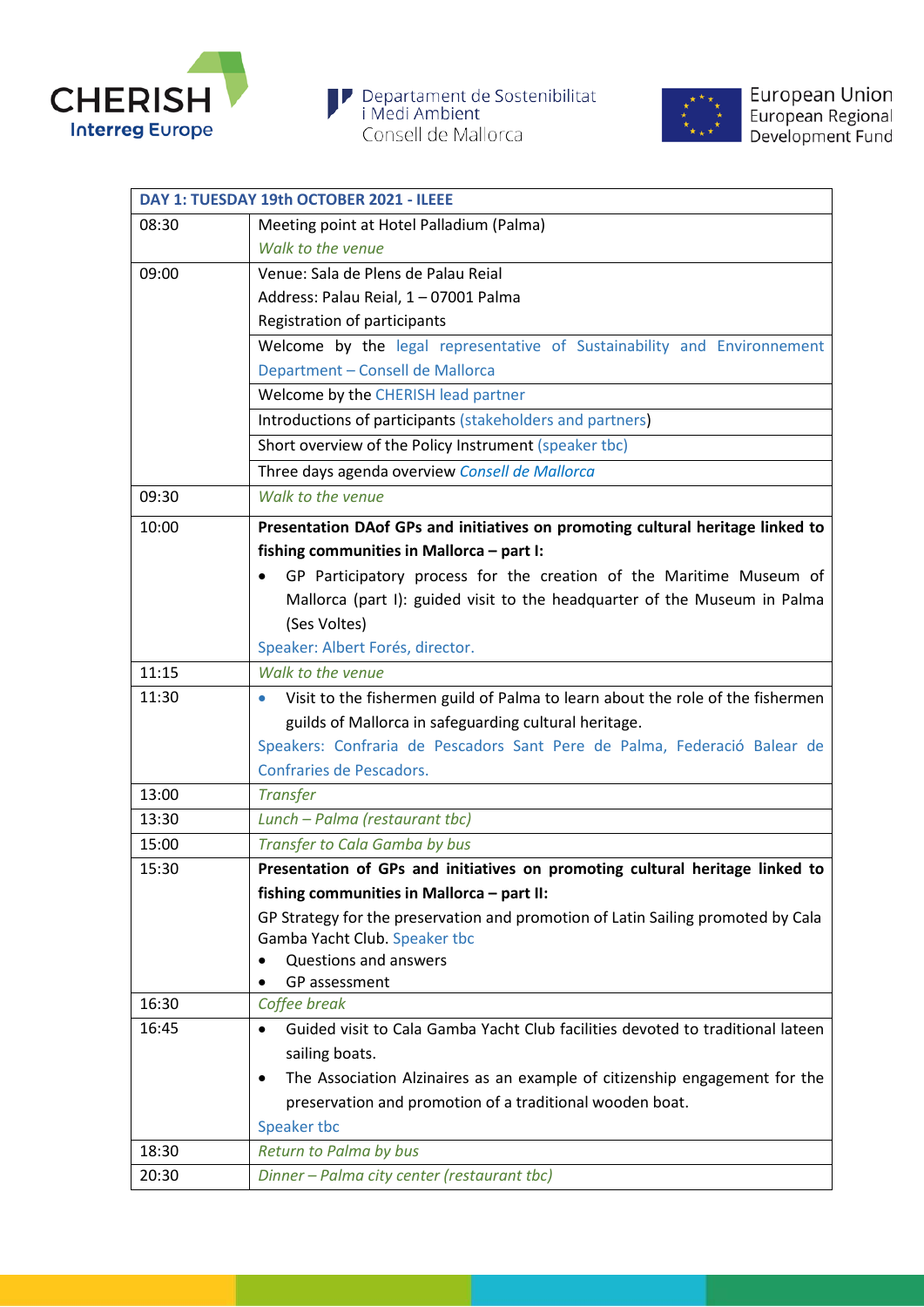CHERISH Interreg Europe | Departament de Sostenibilitat i Medi Ambient Consell de Mallorca | European Union European Regional Development Fund

| DAY 1: TUESDAY 19th OCTOBER 2021 - ILEEE | |
|---|---|
| 08:30 | Meeting point at Hotel Palladium (Palma)<br>*Walk to the venue* |
| 09:00 | Venue: Sala de Plens de Palau Reial<br>Address: Palau Reial, 1 – 07001 Palma<br>Registration of participants |
| | Welcome by the legal representative of Sustainability and Environnement Department – Consell de Mallorca |
| | Welcome by the CHERISH lead partner |
| | Introductions of participants (stakeholders and partners) |
| | Short overview of the Policy Instrument (speaker tbc) |
| | Three days agenda overview *Consell de Mallorca* |
| 09:30 | *Walk to the venue* |
| 10:00 | **Presentation DAof GPs and initiatives on promoting cultural heritage linked to fishing communities in Mallorca – part I:**<br>• GP Participatory process for the creation of the Maritime Museum of Mallorca (part I): guided visit to the headquarter of the Museum in Palma (Ses Voltes)<br>Speaker: Albert Forés, director. |
| 11:15 | *Walk to the venue* |
| 11:30 | • Visit to the fishermen guild of Palma to learn about the role of the fishermen guilds of Mallorca in safeguarding cultural heritage.<br>Speakers: Confraria de Pescadors Sant Pere de Palma, Federació Balear de Confraries de Pescadors. |
| 13:00 | *Transfer* |
| 13:30 | *Lunch – Palma (restaurant tbc)* |
| 15:00 | *Transfer to Cala Gamba by bus* |
| 15:30 | **Presentation of GPs and initiatives on promoting cultural heritage linked to fishing communities in Mallorca – part II:**<br>GP Strategy for the preservation and promotion of Latin Sailing promoted by Cala Gamba Yacht Club. Speaker tbc<br>• Questions and answers<br>• GP assessment |
| 16:30 | *Coffee break* |
| 16:45 | • Guided visit to Cala Gamba Yacht Club facilities devoted to traditional lateen sailing boats.<br>• The Association Alzinaires as an example of citizenship engagement for the preservation and promotion of a traditional wooden boat.<br>Speaker tbc |
| 18:30 | *Return to Palma by bus* |
| 20:30 | *Dinner – Palma city center (restaurant tbc)* |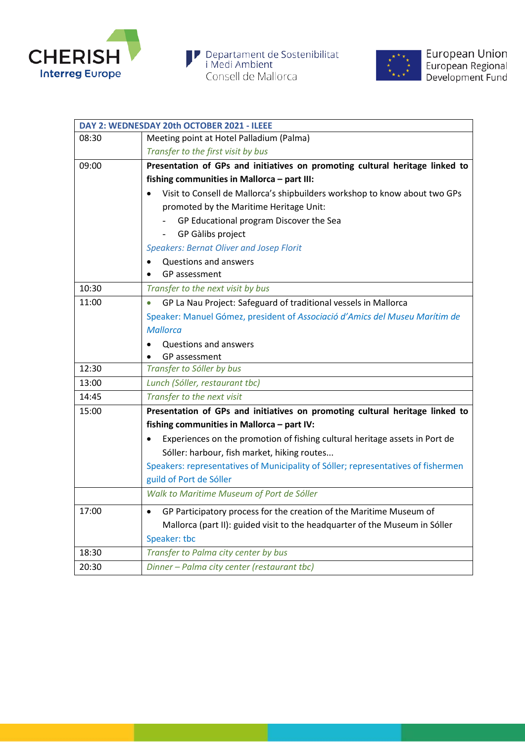| DAY 2: WEDNESDAY 20th OCTOBER 2021 - ILEEE | |
|---|---|
| 08:30 | Meeting point at Hotel Palladium (Palma)<br>*Transfer to the first visit by bus* |
| 09:00 | **Presentation of GPs and initiatives on promoting cultural heritage linked to fishing communities in Mallorca – part III:**<br>• Visit to Consell de Mallorca's shipbuilders workshop to know about two GPs promoted by the Maritime Heritage Unit:<br>- GP Educational program Discover the Sea<br>- GP Gàlibs project<br>*Speakers: Bernat Oliver and Josep Florit*<br>• Questions and answers<br>• GP assessment |
| 10:30 | *Transfer to the next visit by bus* |
| 11:00 | • GP La Nau Project: Safeguard of traditional vessels in Mallorca<br>Speaker: Manuel Gómez, president of *Associació d'Amics del Museu Marítim de Mallorca*<br>• Questions and answers<br>• GP assessment |
| 12:30 | *Transfer to Sóller by bus* |
| 13:00 | *Lunch (Sóller, restaurant tbc)* |
| 14:45 | *Transfer to the next visit* |
| 15:00 | **Presentation of GPs and initiatives on promoting cultural heritage linked to fishing communities in Mallorca – part IV:**<br>• Experiences on the promotion of fishing cultural heritage assets in Port de Sóller: harbour, fish market, hiking routes...<br>Speakers: representatives of Municipality of Sóller; representatives of fishermen guild of Port de Sóller |
| | *Walk to Maritime Museum of Port de Sóller* |
| 17:00 | • GP Participatory process for the creation of the Maritime Museum of Mallorca (part II): guided visit to the headquarter of the Museum in Sóller<br>Speaker: tbc |
| 18:30 | *Transfer to Palma city center by bus* |
| 20:30 | *Dinner – Palma city center (restaurant tbc)* |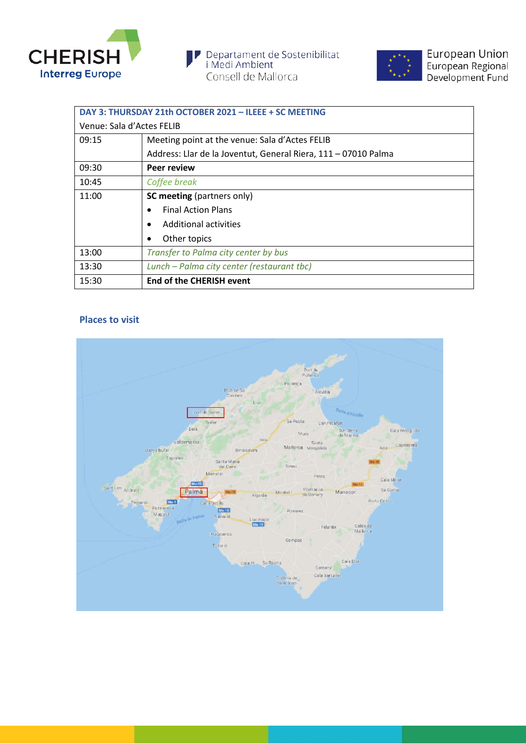| | |
|---|---|
| **DAY 3: THURSDAY 21th OCTOBER 2021 – ILEEE + SC MEETING** | |
| Venue: Sala d'Actes FELIB | |
| 09:15 | Meeting point at the venue: Sala d'Actes FELIB<br>Address: Llar de la Joventut, General Riera, 111 – 07010 Palma |
| 09:30 | **Peer review** |
| 10:45 | *Coffee break* |
| 11:00 | **SC meeting** (partners only)<br>• Final Action Plans<br>• Additional activities<br>• Other topics |
| 13:00 | *Transfer to Palma city center by bus* |
| 13:30 | *Lunch – Palma city center (restaurant tbc)* |
| 15:30 | **End of the CHERISH event** |

## Places to visit

Port de Pollença
Pollença
Alcúdia
Port de Sa Calobra
Lluc
Badia d'Alcúdia
Port de Sóller
Sóller
Deià
Sa Pobla
Can Picafort
Muro
Son Serra de Marina
Cala Mesquida
Valldemossa
Inca
Santa Margalida
Artà
Capdepera
Banyalbufar
Binissalem
Mallorca
Esporles
Santa Maria del Camí
Sineu
Ma-15
Marratxí
Petra
Cala Millor
Ma-13
Ma-20
Sant Elm
Andratx
Palma
Ma-15
Algaida
Montuïri
Vilafranca de Bonany
Manacor
Sa Coma
Peguera
Ma-1
Can Pastilla
Porto Cristo
Palmanova
Ma-19
Magaluf
S'Arenal
Porreres
Badia de Palma
Llucmajor
Ma-19
Felanitx
Cales de Mallorca
Puigderòs
Campos
Toferie
Cala d'Or
Cala Pi
Sa Ràpita
Santanyí
Cala Santanyí
Colònia de Sant Jordi